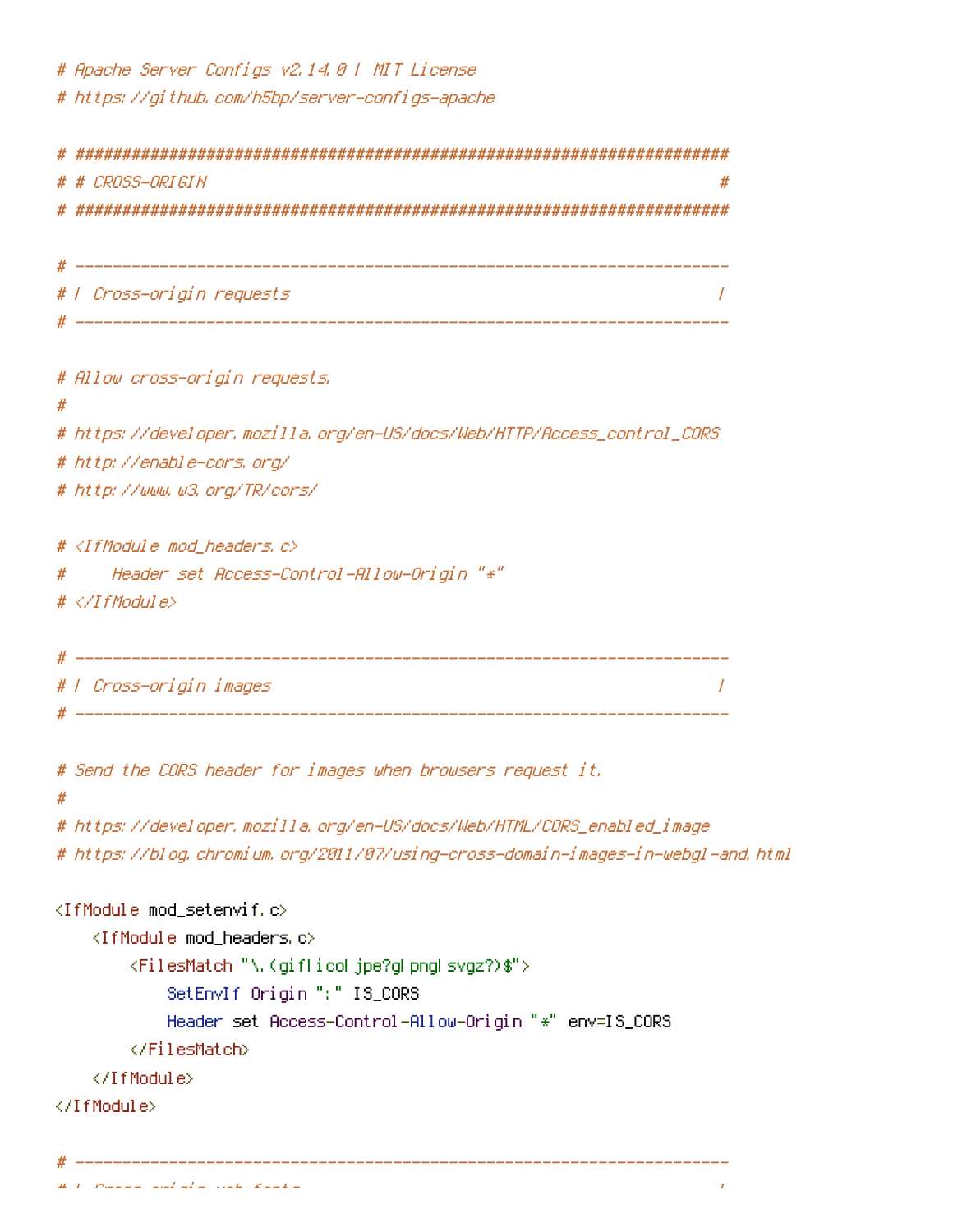```apache
# Apache Server Configs v2.14.0 | MIT License
# https://github.com/h5bp/server-configs-apache

# ######################################################################
# # CROSS-ORIGIN                                                       #
# ######################################################################

# ----------------------------------------------------------------------
# | Cross-origin requests                                              |
# ----------------------------------------------------------------------

# Allow cross-origin requests.
#
# https://developer.mozilla.org/en-US/docs/Web/HTTP/Access_control_CORS
# http://enable-cors.org/
# http://www.w3.org/TR/cors/

# <IfModule mod_headers.c>
#     Header set Access-Control-Allow-Origin "*"
# </IfModule>

# ----------------------------------------------------------------------
# | Cross-origin images                                                |
# ----------------------------------------------------------------------

# Send the CORS header for images when browsers request it.
#
# https://developer.mozilla.org/en-US/docs/Web/HTML/CORS_enabled_image
# https://blog.chromium.org/2011/07/using-cross-domain-images-in-webgl-and.html

<IfModule mod_setenvif.c>
    <IfModule mod_headers.c>
        <FilesMatch "\.(gif|ico|jpe?g|png|svgz?)$">
            SetEnvIf Origin ":" IS_CORS
            Header set Access-Control-Allow-Origin "*" env=IS_CORS
        </FilesMatch>
    </IfModule>
</IfModule>

# ----------------------------------------------------------------------
# | Cross-origin web fonts                                             |
```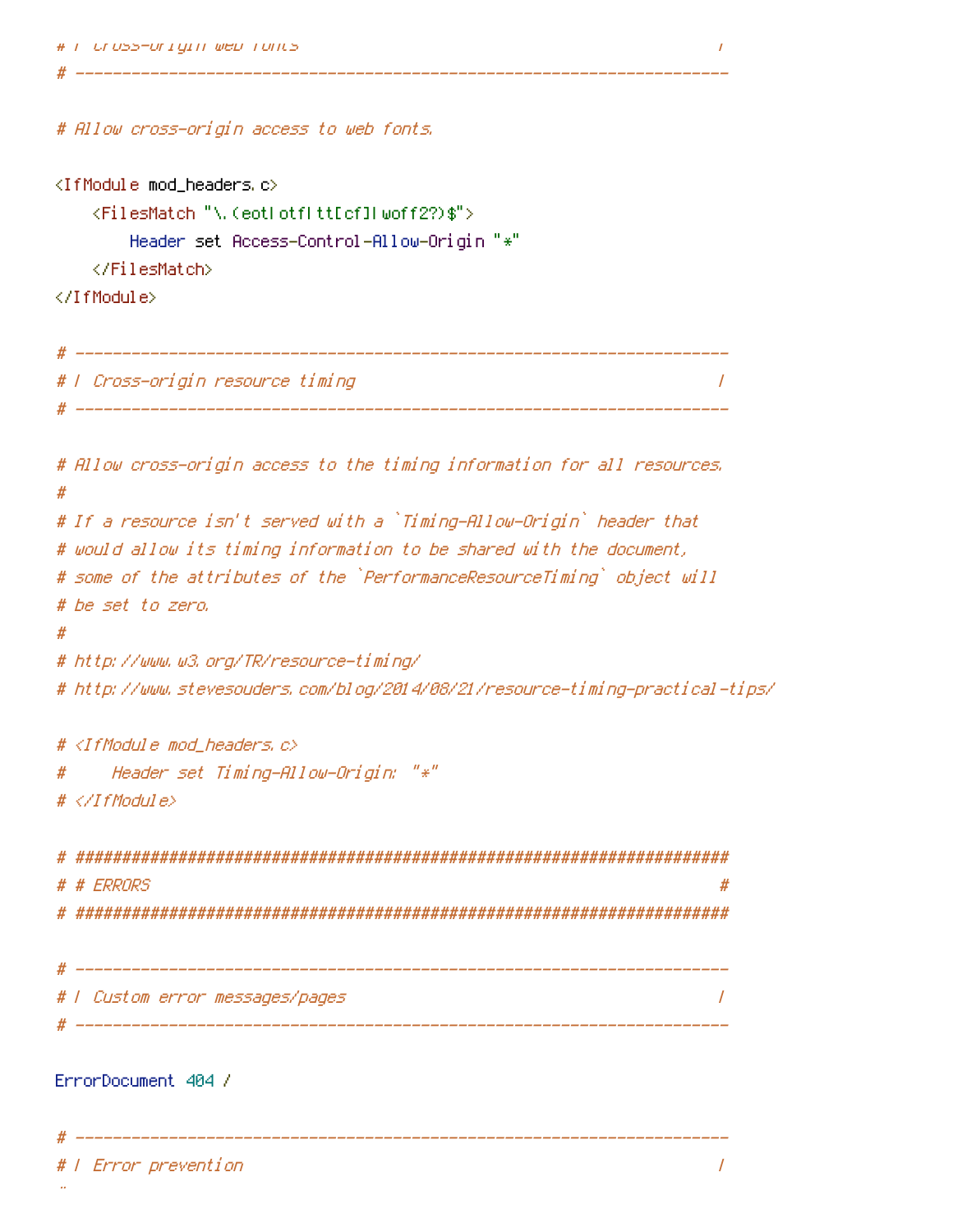```
# | Cross-origin web fonts                                             |
# ----------------------------------------------------------------------

# Allow cross-origin access to web fonts.

<IfModule mod_headers.c>
    <FilesMatch "\.(eot|otf|tt[cf]|woff2?)$">
        Header set Access-Control-Allow-Origin "*"
    </FilesMatch>
</IfModule>

# ----------------------------------------------------------------------
# | Cross-origin resource timing                                       |
# ----------------------------------------------------------------------

# Allow cross-origin access to the timing information for all resources.
#
# If a resource isn't served with a `Timing-Allow-Origin` header that
# would allow its timing information to be shared with the document,
# some of the attributes of the `PerformanceResourceTiming` object will
# be set to zero.
#
# http://www.w3.org/TR/resource-timing/
# http://www.stevesouders.com/blog/2014/08/21/resource-timing-practical-tips/

# <IfModule mod_headers.c>
#     Header set Timing-Allow-Origin: "*"
# </IfModule>

# ######################################################################
# # ERRORS                                                             #
# ######################################################################

# ----------------------------------------------------------------------
# | Custom error messages/pages                                        |
# ----------------------------------------------------------------------

ErrorDocument 404 /

# ----------------------------------------------------------------------
# | Error prevention                                                   |
```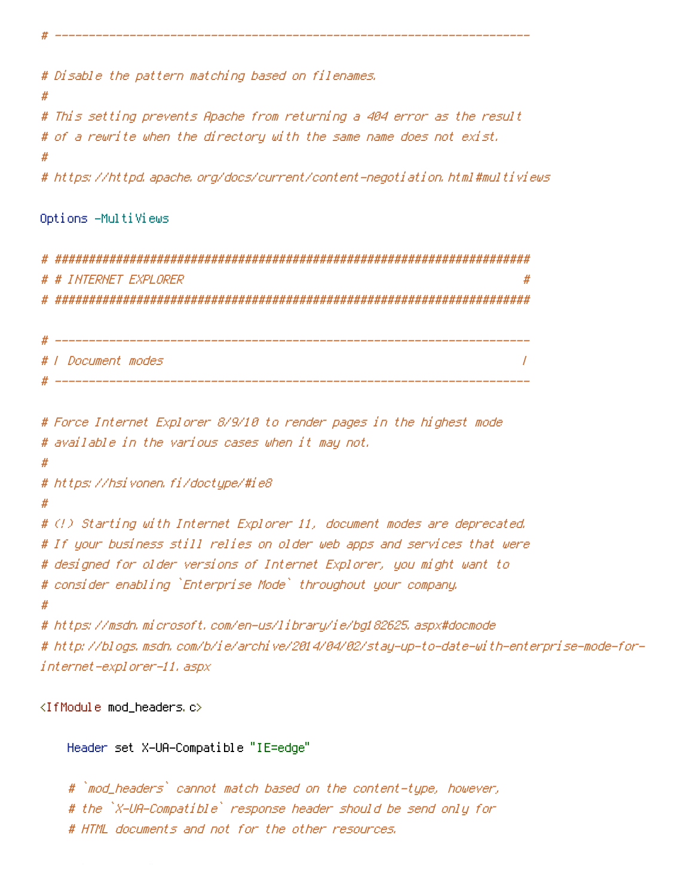```
# ----------------------------------------------------------------------

# Disable the pattern matching based on filenames.
#
# This setting prevents Apache from returning a 404 error as the result
# of a rewrite when the directory with the same name does not exist.
#
# https://httpd.apache.org/docs/current/content-negotiation.html#multiviews

Options -MultiViews

# ######################################################################
# # INTERNET EXPLORER                                                  #
# ######################################################################

# ----------------------------------------------------------------------
# | Document modes                                                     |
# ----------------------------------------------------------------------

# Force Internet Explorer 8/9/10 to render pages in the highest mode
# available in the various cases when it may not.
#
# https://hsivonen.fi/doctype/#ie8
#
# (!) Starting with Internet Explorer 11, document modes are deprecated.
# If your business still relies on older web apps and services that were
# designed for older versions of Internet Explorer, you might want to
# consider enabling `Enterprise Mode` throughout your company.
#
# https://msdn.microsoft.com/en-us/library/ie/bg182625.aspx#docmode
# http://blogs.msdn.com/b/ie/archive/2014/04/02/stay-up-to-date-with-enterprise-mode-for-internet-explorer-11.aspx

<IfModule mod_headers.c>

    Header set X-UA-Compatible "IE=edge"

    # `mod_headers` cannot match based on the content-type, however,
    # the `X-UA-Compatible` response header should be send only for
    # HTML documents and not for the other resources.
```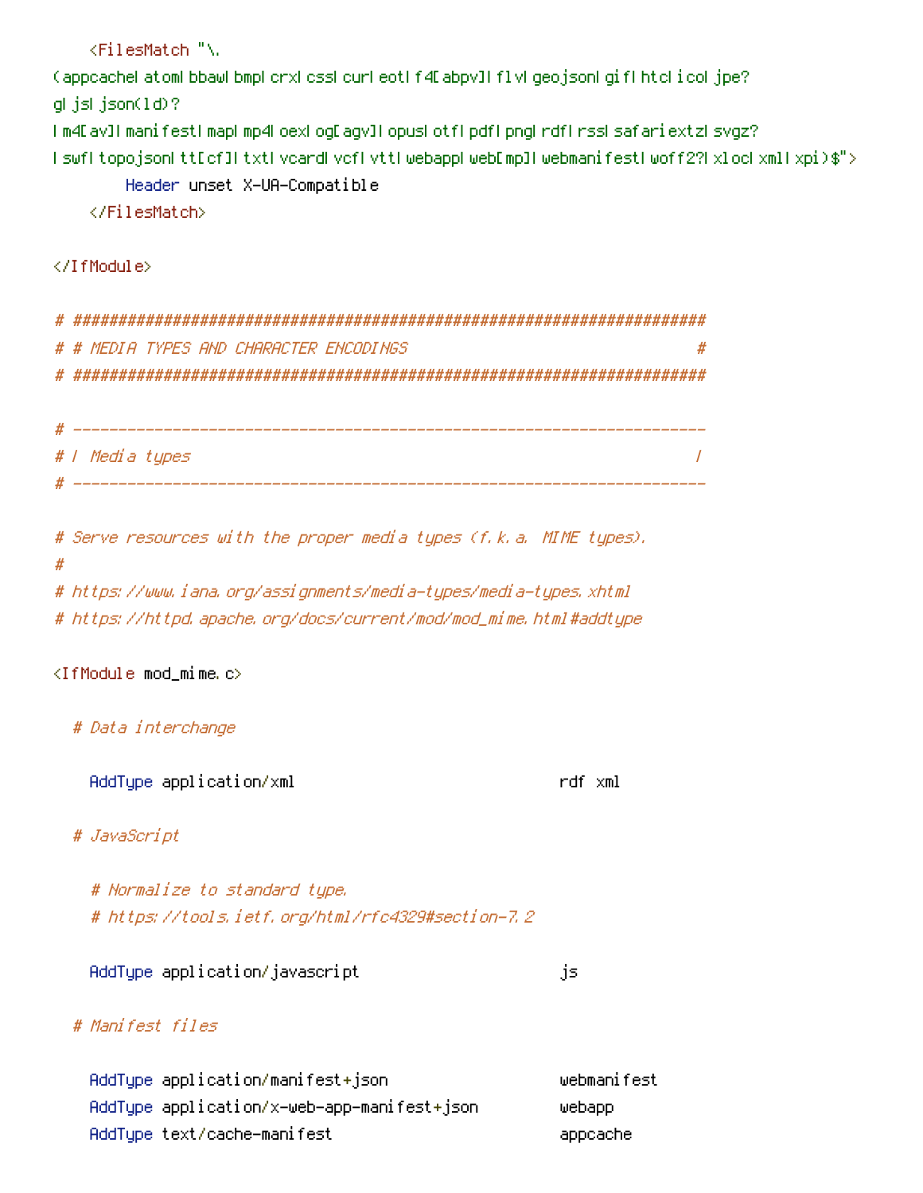```
    <FilesMatch "\.(appcache|atom|bbaw|bmp|crx|css|cur|eot|f4[abpv]|flv|geojson|gif|htc|ico|jpe?g|js|json(ld)?|m4[av]|manifest|map|mp4|oex|og[agv]|opus|otf|pdf|png|rdf|rss|safariextz|svgz?|swf|topojson|tt[cf]|txt|vcard|vcf|vtt|webapp|web[mp]|webmanifest|woff2?|xloc|xml|xpi)$">
        Header unset X-UA-Compatible
    </FilesMatch>

</IfModule>

# ######################################################################
# # MEDIA TYPES AND CHARACTER ENCODINGS                                #
# ######################################################################

# ----------------------------------------------------------------------
# | Media types                                                        |
# ----------------------------------------------------------------------

# Serve resources with the proper media types (f.k.a. MIME types).
#
# https://www.iana.org/assignments/media-types/media-types.xhtml
# https://httpd.apache.org/docs/current/mod/mod_mime.html#addtype

<IfModule mod_mime.c>

  # Data interchange

    AddType application/xml                             rdf xml

  # JavaScript

    # Normalize to standard type.
    # https://tools.ietf.org/html/rfc4329#section-7.2

    AddType application/javascript                      js

  # Manifest files

    AddType application/manifest+json                   webmanifest
    AddType application/x-web-app-manifest+json         webapp
    AddType text/cache-manifest                         appcache
```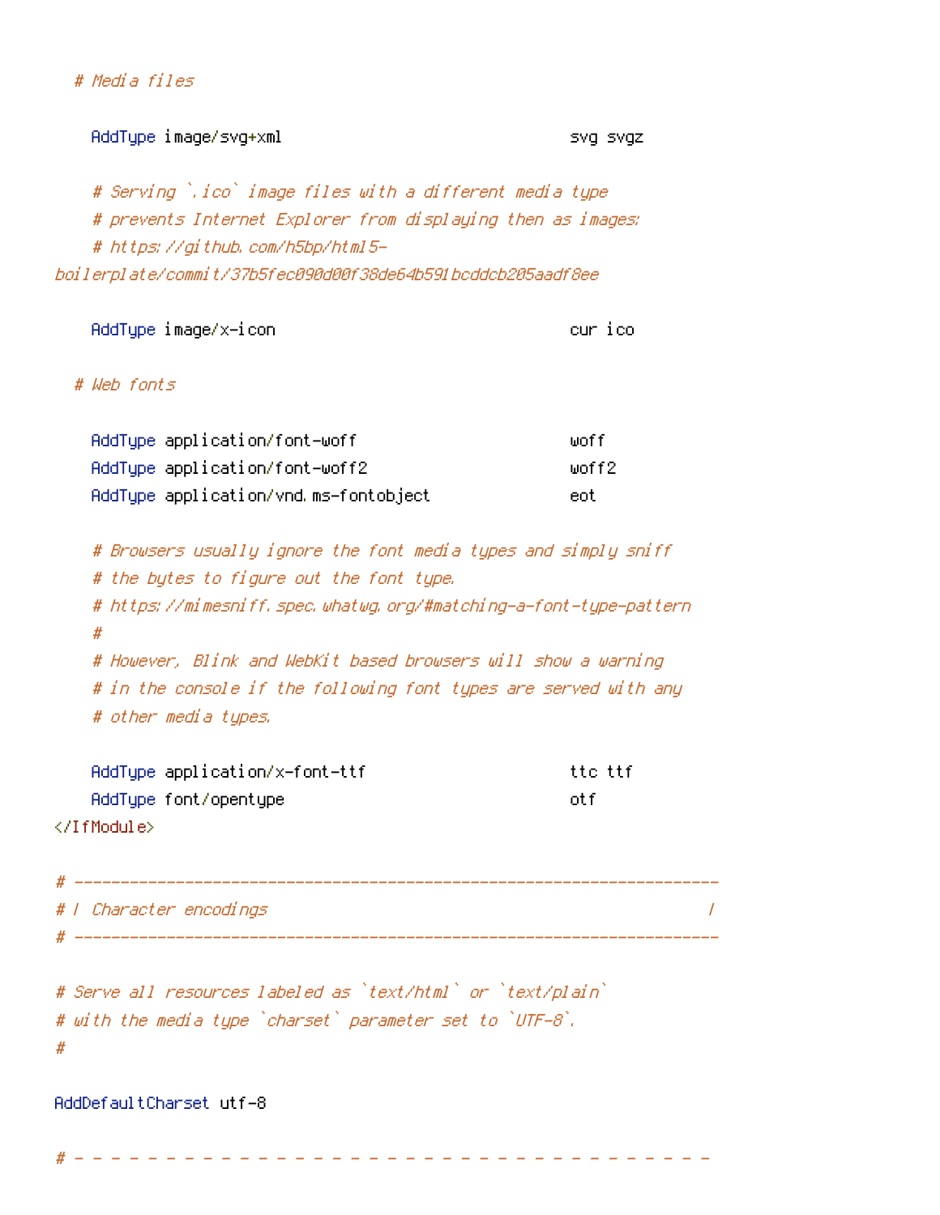```
    # Media files

      AddType image/svg+xml                              svg svgz

      # Serving `.ico` image files with a different media type
      # prevents Internet Explorer from displaying then as images:
      # https://github.com/h5bp/html5-
boilerplate/commit/37b5fec090d00f38de64b591bcddcb205aadf8ee

      AddType image/x-icon                               cur ico

    # Web fonts

      AddType application/font-woff                      woff
      AddType application/font-woff2                     woff2
      AddType application/vnd.ms-fontobject              eot

      # Browsers usually ignore the font media types and simply sniff
      # the bytes to figure out the font type.
      # https://mimesniff.spec.whatwg.org/#matching-a-font-type-pattern
      #
      # However, Blink and WebKit based browsers will show a warning
      # in the console if the following font types are served with any
      # other media types.

      AddType application/x-font-ttf                     ttc ttf
      AddType font/opentype                              otf
</IfModule>

# ----------------------------------------------------------------------
# | Character encodings                                                |
# ----------------------------------------------------------------------

# Serve all resources labeled as `text/html` or `text/plain`
# with the media type `charset` parameter set to `UTF-8`.
#

AddDefaultCharset utf-8

# - - - - - - - - - - - - - - - - - - - - - - - - - - - - - - - - - - -
```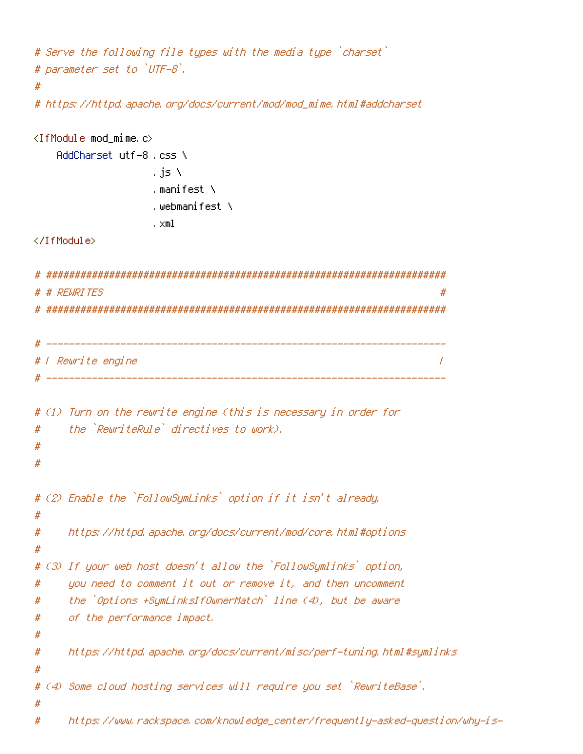```
# Serve the following file types with the media type `charset`
# parameter set to `UTF-8`.
#
# https://httpd.apache.org/docs/current/mod/mod_mime.html#addcharset

<IfModule mod_mime.c>
    AddCharset utf-8 .css \
                     .js \
                     .manifest \
                     .webmanifest \
                     .xml
</IfModule>

# ######################################################################
# # REWRITES                                                           #
# ######################################################################

# ----------------------------------------------------------------------
# | Rewrite engine                                                     |
# ----------------------------------------------------------------------

# (1) Turn on the rewrite engine (this is necessary in order for
#     the `RewriteRule` directives to work).
#
#

# (2) Enable the `FollowSymLinks` option if it isn't already.
#
#     https://httpd.apache.org/docs/current/mod/core.html#options
#
# (3) If your web host doesn't allow the `FollowSymlinks` option,
#     you need to comment it out or remove it, and then uncomment
#     the `Options +SymLinksIfOwnerMatch` line (4), but be aware
#     of the performance impact.
#
#     https://httpd.apache.org/docs/current/misc/perf-tuning.html#symlinks
#
# (4) Some cloud hosting services will require you set `RewriteBase`.
#
#     https://www.rackspace.com/knowledge_center/frequently-asked-question/why-is-
```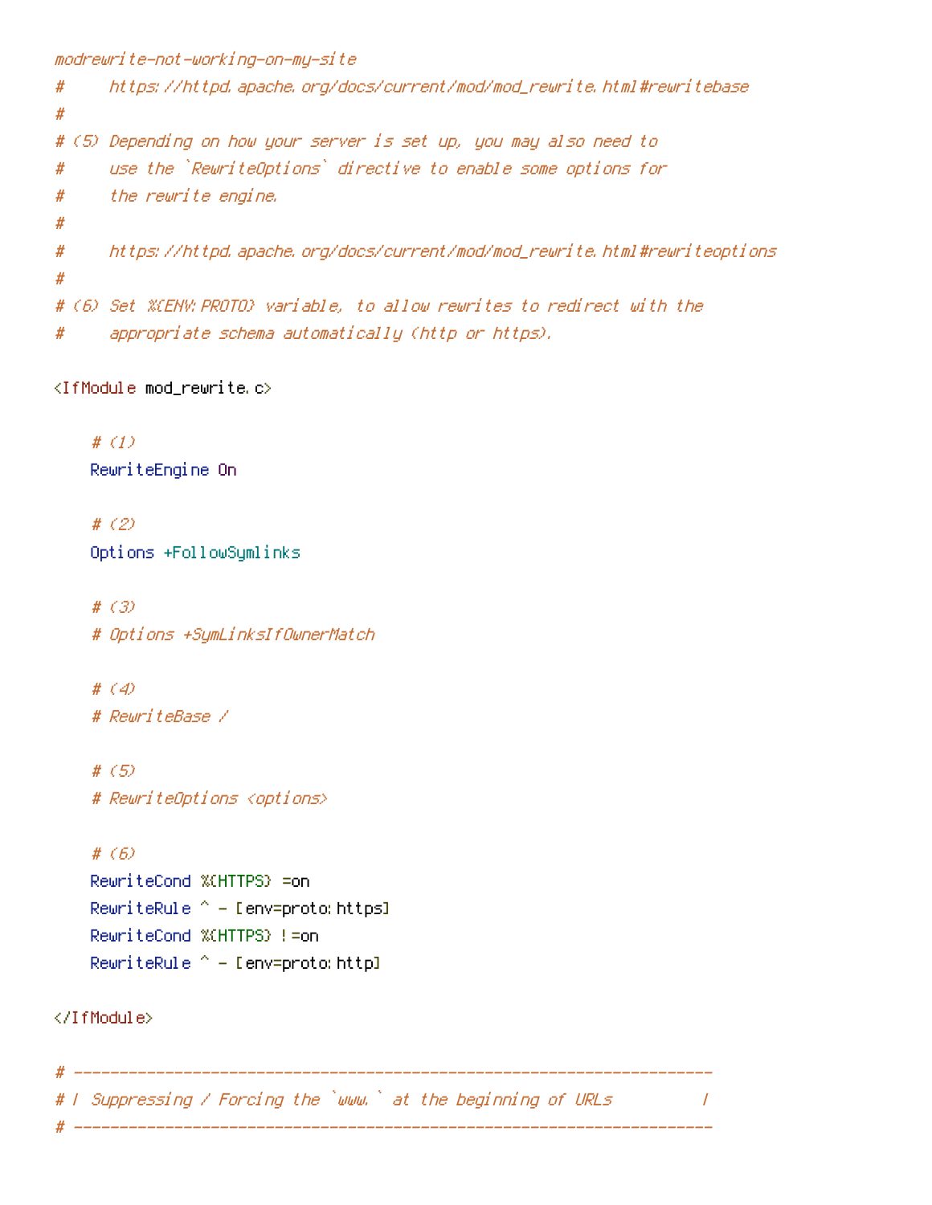```
modrewrite-not-working-on-my-site
#     https://httpd.apache.org/docs/current/mod/mod_rewrite.html#rewritebase
#
# (5) Depending on how your server is set up, you may also need to
#     use the `RewriteOptions` directive to enable some options for
#     the rewrite engine.
#
#     https://httpd.apache.org/docs/current/mod/mod_rewrite.html#rewriteoptions
#
# (6) Set %{ENV:PROTO} variable, to allow rewrites to redirect with the
#     appropriate schema automatically (http or https).

<IfModule mod_rewrite.c>

    # (1)
    RewriteEngine On

    # (2)
    Options +FollowSymlinks

    # (3)
    # Options +SymLinksIfOwnerMatch

    # (4)
    # RewriteBase /

    # (5)
    # RewriteOptions <options>

    # (6)
    RewriteCond %{HTTPS} =on
    RewriteRule ^ - [env=proto:https]
    RewriteCond %{HTTPS} !=on
    RewriteRule ^ - [env=proto:http]

</IfModule>

# ----------------------------------------------------------------------
# | Suppressing / Forcing the `www.` at the beginning of URLs          |
# ----------------------------------------------------------------------
```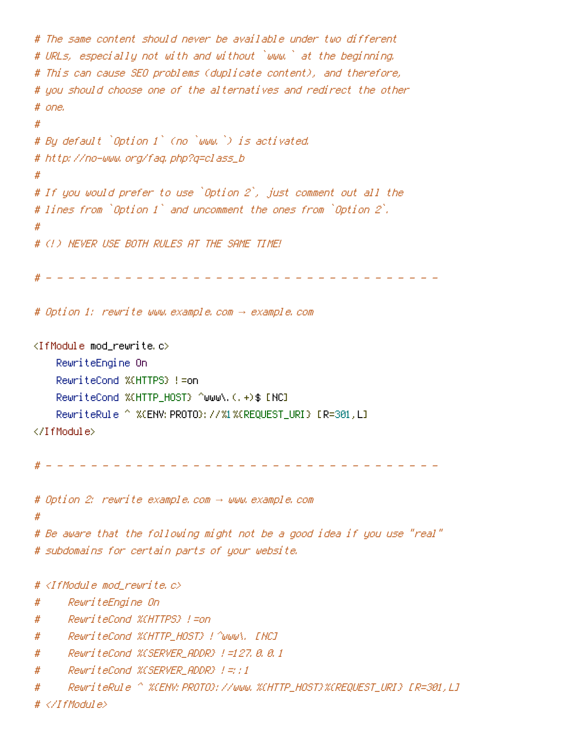```
# The same content should never be available under two different
# URLs, especially not with and without `www.` at the beginning.
# This can cause SEO problems (duplicate content), and therefore,
# you should choose one of the alternatives and redirect the other
# one.
#
# By default `Option 1` (no `www.`) is activated.
# http://no-www.org/faq.php?q=class_b
#
# If you would prefer to use `Option 2`, just comment out all the
# lines from `Option 1` and uncomment the ones from `Option 2`.
#
# (!) NEVER USE BOTH RULES AT THE SAME TIME!

# - - - - - - - - - - - - - - - - - - - - - - - - - - - - - - - - - - -

# Option 1: rewrite www.example.com → example.com

<IfModule mod_rewrite.c>
    RewriteEngine On
    RewriteCond %{HTTPS} !=on
    RewriteCond %{HTTP_HOST} ^www\.(.+)$ [NC]
    RewriteRule ^ %{ENV:PROTO}://%1%{REQUEST_URI} [R=301,L]
</IfModule>

# - - - - - - - - - - - - - - - - - - - - - - - - - - - - - - - - - - -

# Option 2: rewrite example.com → www.example.com
#
# Be aware that the following might not be a good idea if you use "real"
# subdomains for certain parts of your website.

# <IfModule mod_rewrite.c>
#     RewriteEngine On
#     RewriteCond %{HTTPS} !=on
#     RewriteCond %{HTTP_HOST} !^www\. [NC]
#     RewriteCond %{SERVER_ADDR} !=127.0.0.1
#     RewriteCond %{SERVER_ADDR} !=::1
#     RewriteRule ^ %{ENV:PROTO}://www.%{HTTP_HOST}%{REQUEST_URI} [R=301,L]
# </IfModule>
```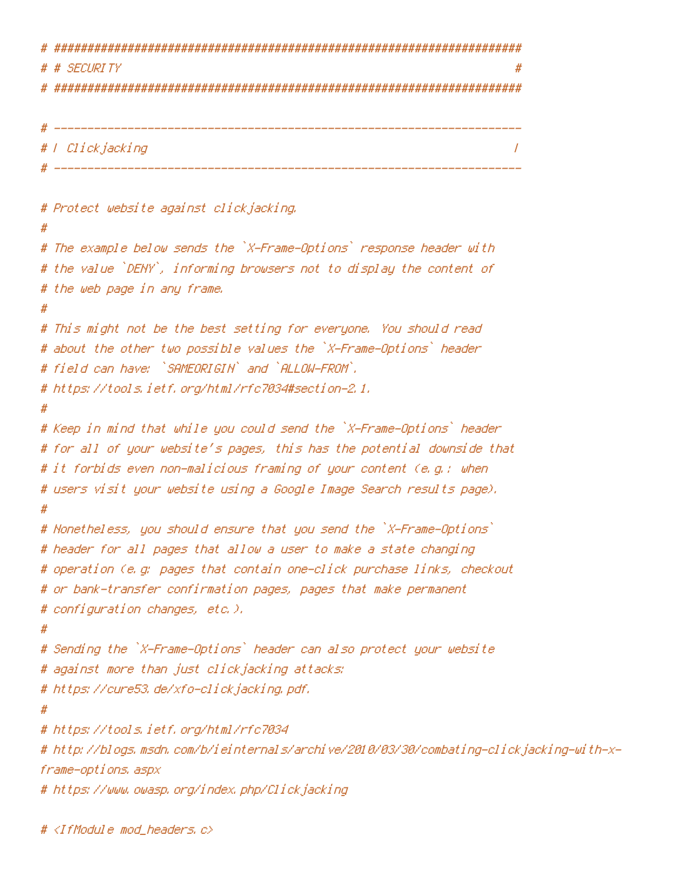```
# ######################################################################
# # SECURITY                                                           #
# ######################################################################

# ----------------------------------------------------------------------
# | Clickjacking                                                       |
# ----------------------------------------------------------------------

# Protect website against clickjacking.
#
# The example below sends the `X-Frame-Options` response header with
# the value `DENY`, informing browsers not to display the content of
# the web page in any frame.
#
# This might not be the best setting for everyone. You should read
# about the other two possible values the `X-Frame-Options` header
# field can have: `SAMEORIGIN` and `ALLOW-FROM`.
# https://tools.ietf.org/html/rfc7034#section-2.1.
#
# Keep in mind that while you could send the `X-Frame-Options` header
# for all of your website's pages, this has the potential downside that
# it forbids even non-malicious framing of your content (e.g.: when
# users visit your website using a Google Image Search results page).
#
# Nonetheless, you should ensure that you send the `X-Frame-Options`
# header for all pages that allow a user to make a state changing
# operation (e.g: pages that contain one-click purchase links, checkout
# or bank-transfer confirmation pages, pages that make permanent
# configuration changes, etc.).
#
# Sending the `X-Frame-Options` header can also protect your website
# against more than just clickjacking attacks:
# https://cure53.de/xfo-clickjacking.pdf.
#
# https://tools.ietf.org/html/rfc7034
# http://blogs.msdn.com/b/ieinternals/archive/2010/03/30/combating-clickjacking-with-x-frame-options.aspx
# https://www.owasp.org/index.php/Clickjacking

# <IfModule mod_headers.c>
```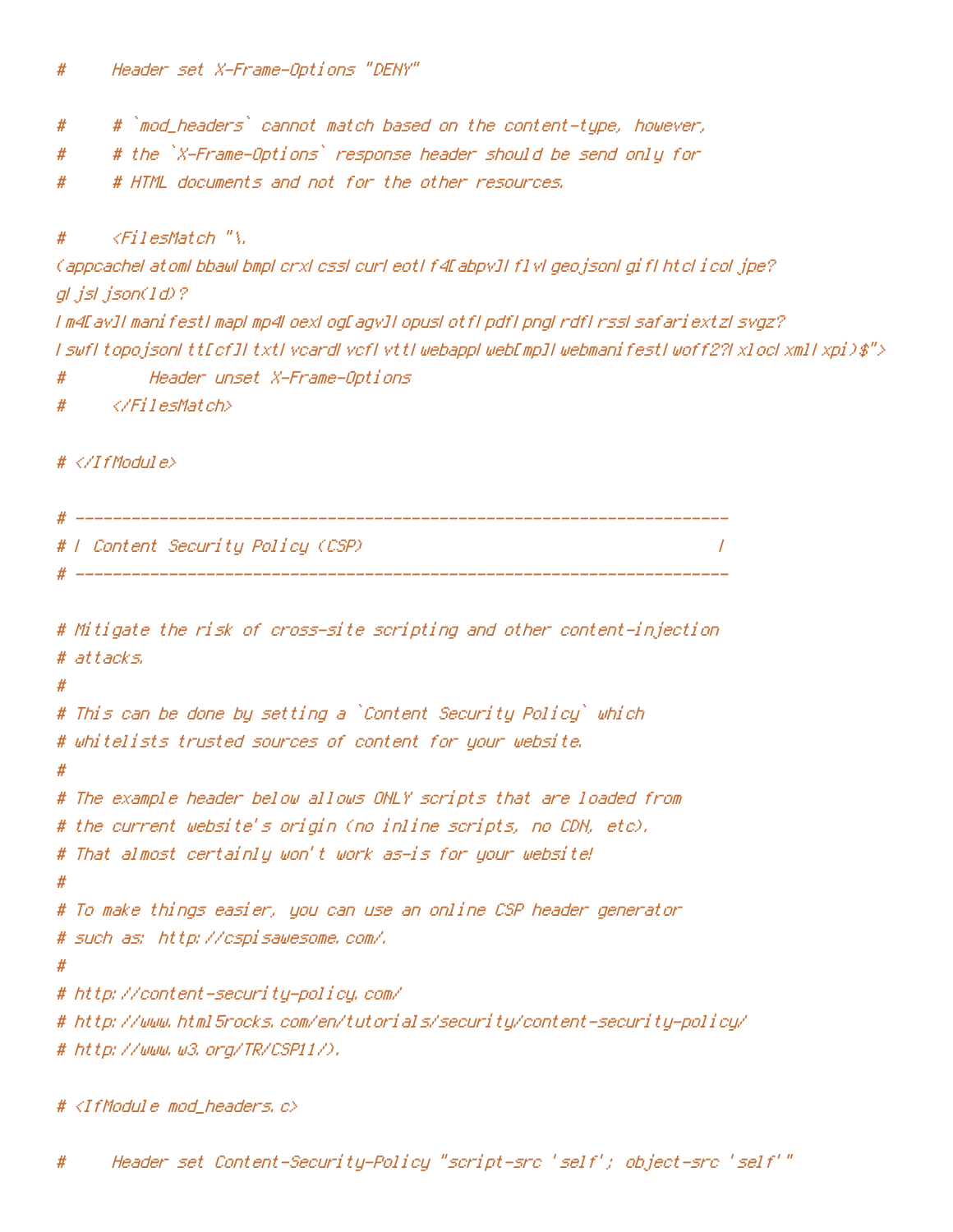```
#     Header set X-Frame-Options "DENY"

#     # `mod_headers` cannot match based on the content-type, however,
#     # the `X-Frame-Options` response header should be send only for
#     # HTML documents and not for the other resources.

#     <FilesMatch "\.
(appcache|atom|bbaw|bmp|crx|css|cur|eot|f4[abpv]|flv|geojson|gif|htc|ico|jpe?
g|js|json(ld)?
|m4[av]|manifest|map|mp4|oex|og[agv]|opus|otf|pdf|png|rdf|rss|safariextz|svgz?
|swf|topojson|tt[cf]|txt|vcard|vcf|vtt|webapp|web[mp]|webmanifest|woff2?|xloc|xml|xpi)$">
#         Header unset X-Frame-Options
#     </FilesMatch>

# </IfModule>

# ------------------------------------------------------------------------
# | Content Security Policy (CSP)                                        |
# ------------------------------------------------------------------------

# Mitigate the risk of cross-site scripting and other content-injection
# attacks.
#
# This can be done by setting a `Content Security Policy` which
# whitelists trusted sources of content for your website.
#
# The example header below allows ONLY scripts that are loaded from
# the current website's origin (no inline scripts, no CDN, etc).
# That almost certainly won't work as-is for your website!
#
# To make things easier, you can use an online CSP header generator
# such as: http://cspisawesome.com/.
#
# http://content-security-policy.com/
# http://www.html5rocks.com/en/tutorials/security/content-security-policy/
# http://www.w3.org/TR/CSP11/).

# <IfModule mod_headers.c>

#     Header set Content-Security-Policy "script-src 'self'; object-src 'self'"
```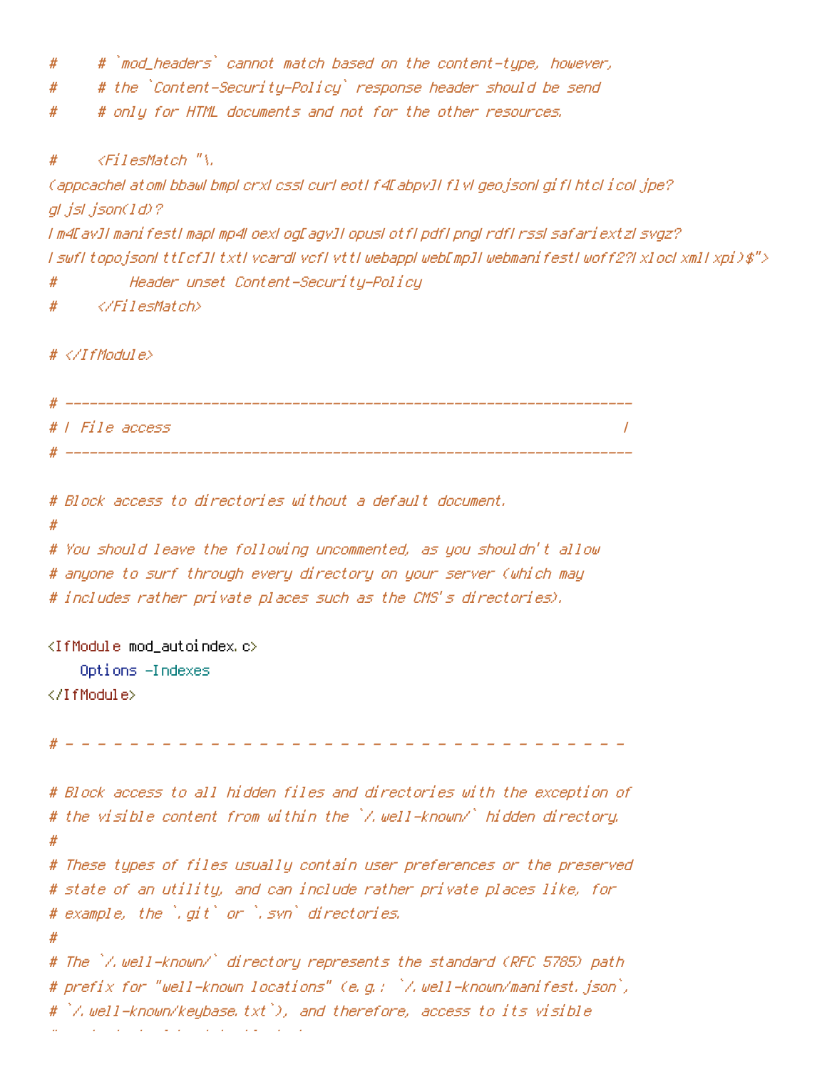```
#     # `mod_headers` cannot match based on the content-type, however,
#     # the `Content-Security-Policy` response header should be send
#     # only for HTML documents and not for the other resources.

#     <FilesMatch "\.
(appcache|atom|bbaw|bmp|crx|css|cur|eot|f4[abpv]|flv|geojson|gif|htc|ico|jpe?
g|js|json(ld)?
|m4[av]|manifest|map|mp4|oex|og[agv]|opus|otf|pdf|png|rdf|rss|safariextz|svgz?
|swf|topojson|tt[cf]|txt|vcard|vcf|vtt|webapp|web[mp]|webmanifest|woff2?|xloc|xml|xpi)$">
#         Header unset Content-Security-Policy
#     </FilesMatch>

# </IfModule>

# ----------------------------------------------------------------------
# | File access                                                        |
# ----------------------------------------------------------------------

# Block access to directories without a default document.
#
# You should leave the following uncommented, as you shouldn't allow
# anyone to surf through every directory on your server (which may
# includes rather private places such as the CMS's directories).

<IfModule mod_autoindex.c>
    Options -Indexes
</IfModule>

# - - - - - - - - - - - - - - - - - - - - - - - - - - - - - - - - - - -

# Block access to all hidden files and directories with the exception of
# the visible content from within the `/.well-known/` hidden directory.
#
# These types of files usually contain user preferences or the preserved
# state of an utility, and can include rather private places like, for
# example, the `.git` or `.svn` directories.
#
# The `/.well-known/` directory represents the standard (RFC 5785) path
# prefix for "well-known locations" (e.g.: `/.well-known/manifest.json`,
# `/.well-known/keybase.txt`), and therefore, access to its visible
```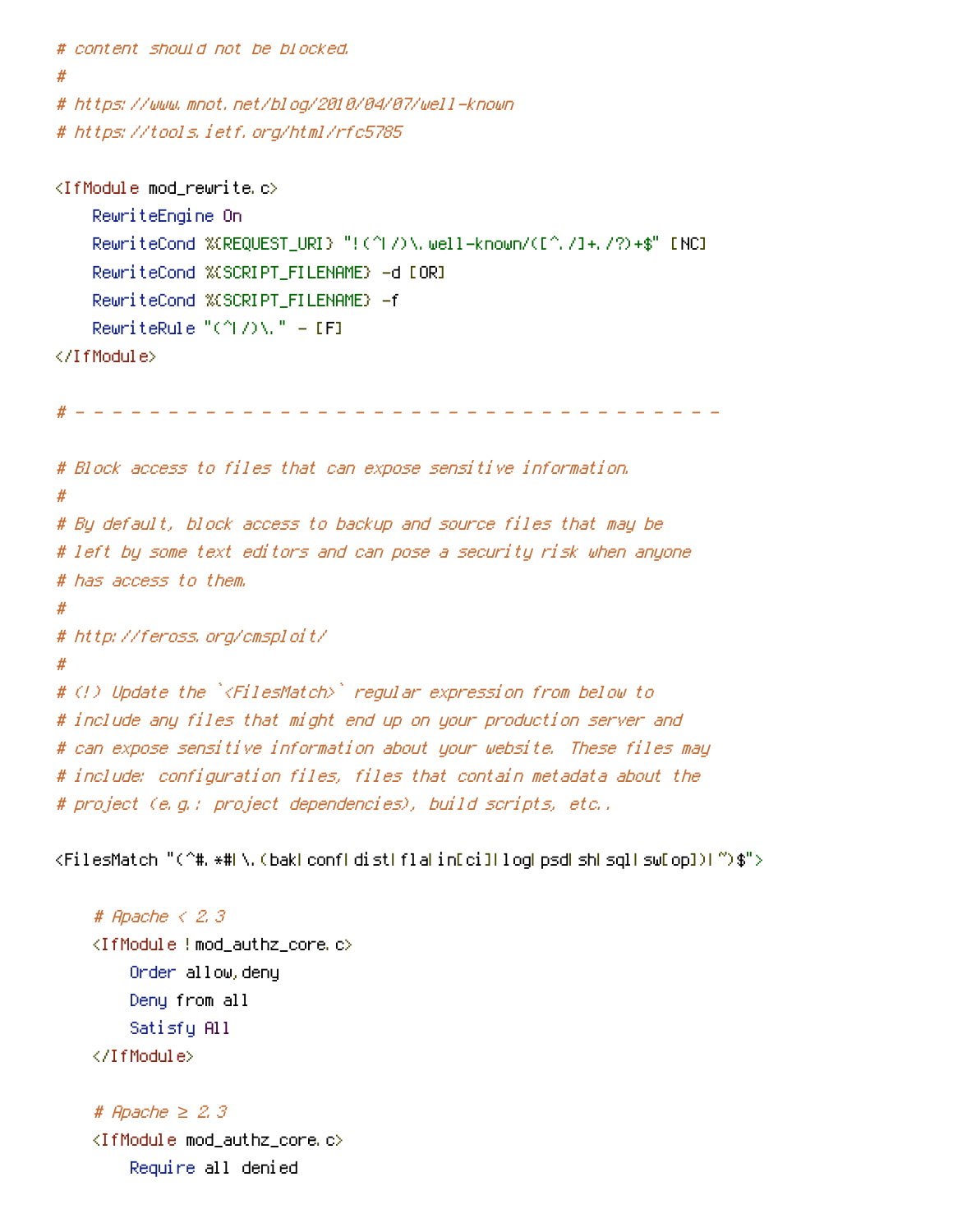```
# content should not be blocked.
#
# https://www.mnot.net/blog/2010/04/07/well-known
# https://tools.ietf.org/html/rfc5785

<IfModule mod_rewrite.c>
    RewriteEngine On
    RewriteCond %{REQUEST_URI} "!(^|/)\.well-known/([^./]+./?)+$" [NC]
    RewriteCond %{SCRIPT_FILENAME} -d [OR]
    RewriteCond %{SCRIPT_FILENAME} -f
    RewriteRule "(^|/)\." - [F]
</IfModule>

# - - - - - - - - - - - - - - - - - - - - - - - - - - - - - - - - - - -

# Block access to files that can expose sensitive information.
#
# By default, block access to backup and source files that may be
# left by some text editors and can pose a security risk when anyone
# has access to them.
#
# http://feross.org/cmsploit/
#
# (!) Update the `<FilesMatch>` regular expression from below to
# include any files that might end up on your production server and
# can expose sensitive information about your website. These files may
# include: configuration files, files that contain metadata about the
# project (e.g.: project dependencies), build scripts, etc..

<FilesMatch "(^#.*#|\.(bak|conf|dist|fla|in[ci]|log|psd|sh|sql|sw[op])|~)$">

    # Apache < 2.3
    <IfModule !mod_authz_core.c>
        Order allow,deny
        Deny from all
        Satisfy All
    </IfModule>

    # Apache ≥ 2.3
    <IfModule mod_authz_core.c>
        Require all denied
```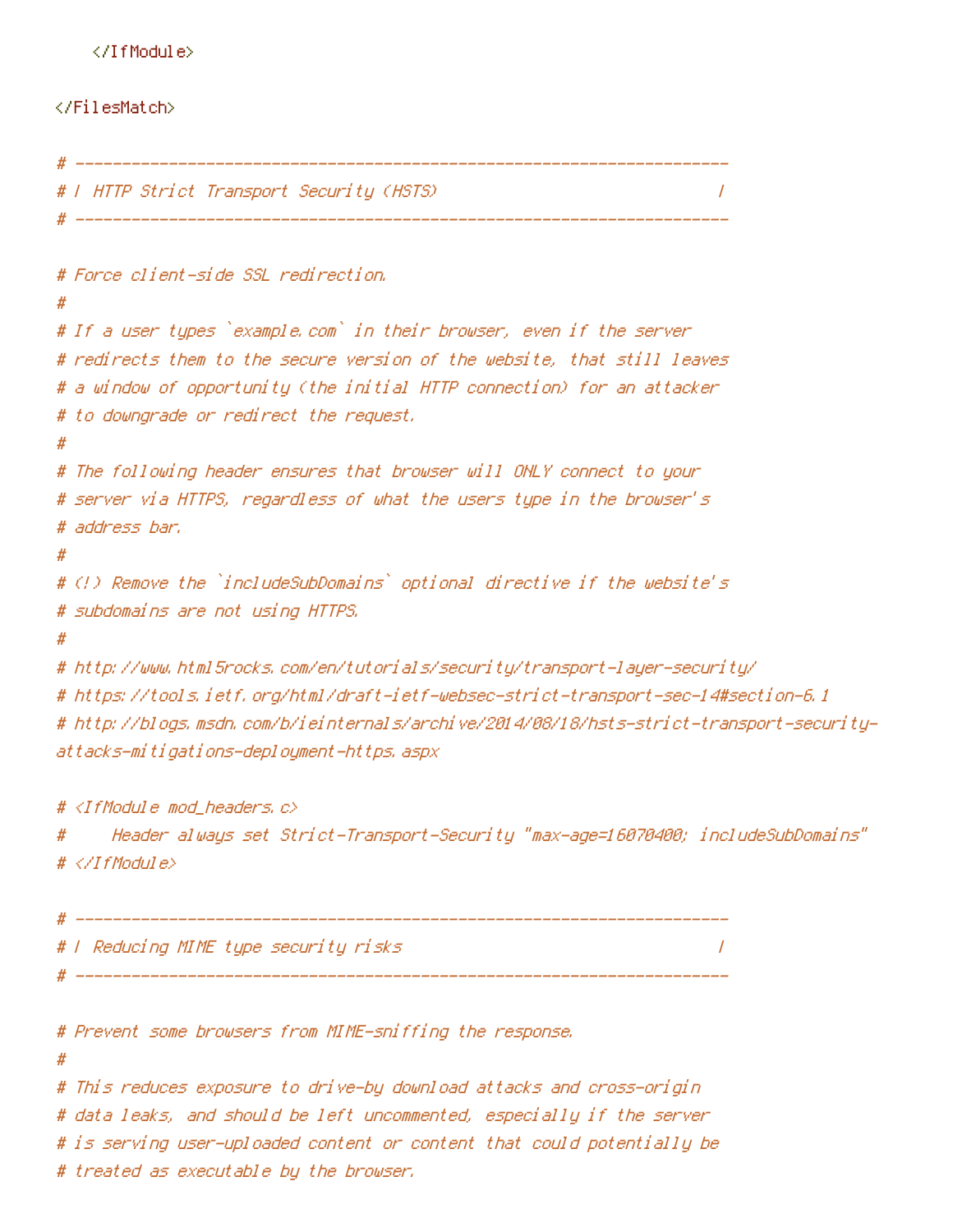```
    </IfModule>

</FilesMatch>

# ----------------------------------------------------------------------
# | HTTP Strict Transport Security (HSTS)                              |
# ----------------------------------------------------------------------

# Force client-side SSL redirection.
#
# If a user types `example.com` in their browser, even if the server
# redirects them to the secure version of the website, that still leaves
# a window of opportunity (the initial HTTP connection) for an attacker
# to downgrade or redirect the request.
#
# The following header ensures that browser will ONLY connect to your
# server via HTTPS, regardless of what the users type in the browser's
# address bar.
#
# (!) Remove the `includeSubDomains` optional directive if the website's
# subdomains are not using HTTPS.
#
# http://www.html5rocks.com/en/tutorials/security/transport-layer-security/
# https://tools.ietf.org/html/draft-ietf-websec-strict-transport-sec-14#section-6.1
# http://blogs.msdn.com/b/ieinternals/archive/2014/08/18/hsts-strict-transport-security-
attacks-mitigations-deployment-https.aspx

# <IfModule mod_headers.c>
#     Header always set Strict-Transport-Security "max-age=16070400; includeSubDomains"
# </IfModule>

# ----------------------------------------------------------------------
# | Reducing MIME type security risks                                  |
# ----------------------------------------------------------------------

# Prevent some browsers from MIME-sniffing the response.
#
# This reduces exposure to drive-by download attacks and cross-origin
# data leaks, and should be left uncommented, especially if the server
# is serving user-uploaded content or content that could potentially be
# treated as executable by the browser.
```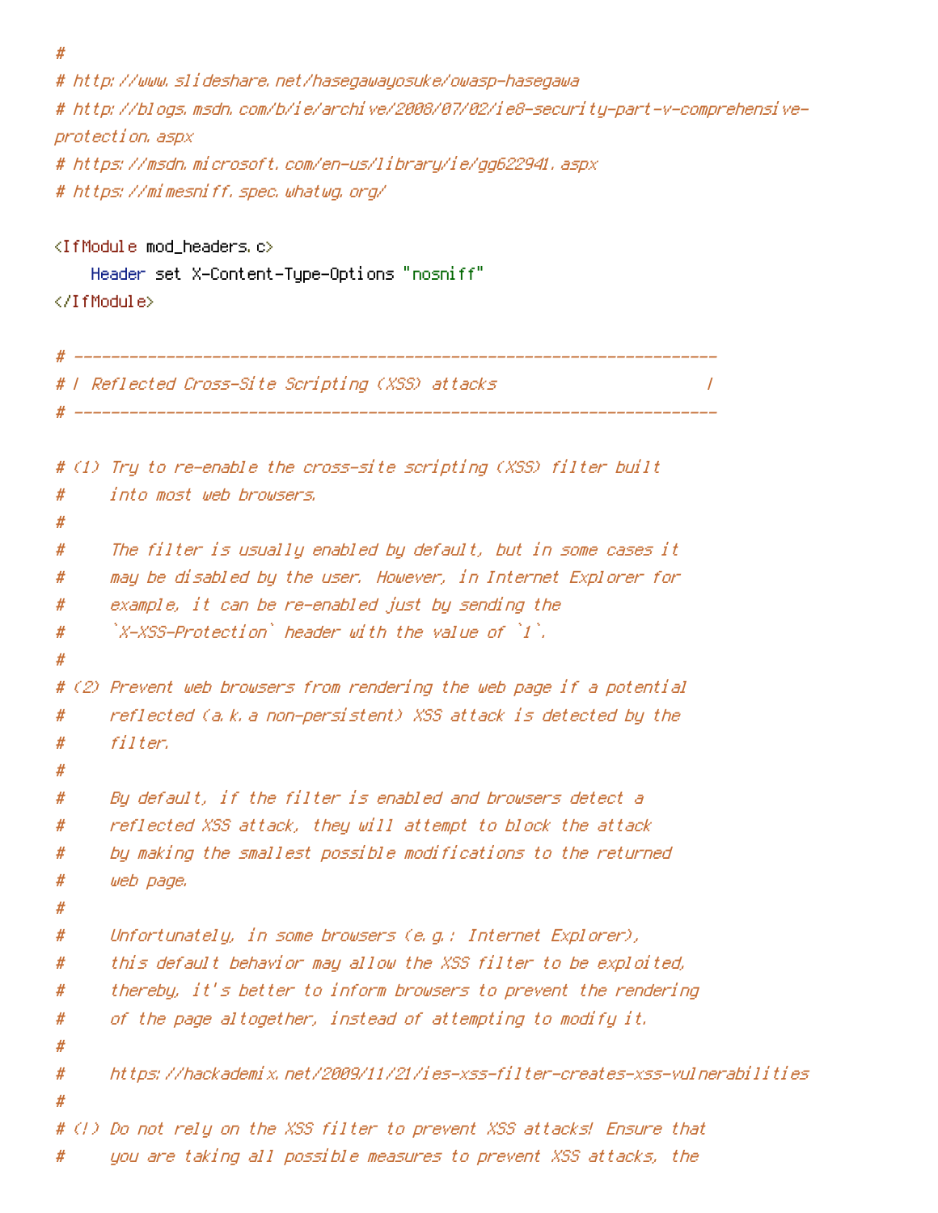```
#
# http://www.slideshare.net/hasegawayosuke/owasp-hasegawa
# http://blogs.msdn.com/b/ie/archive/2008/07/02/ie8-security-part-v-comprehensive-protection.aspx
# https://msdn.microsoft.com/en-us/library/ie/gg622941.aspx
# https://mimesniff.spec.whatwg.org/

<IfModule mod_headers.c>
    Header set X-Content-Type-Options "nosniff"
</IfModule>

# ----------------------------------------------------------------------
# | Reflected Cross-Site Scripting (XSS) attacks                       |
# ----------------------------------------------------------------------

# (1) Try to re-enable the cross-site scripting (XSS) filter built
#     into most web browsers.
#
#     The filter is usually enabled by default, but in some cases it
#     may be disabled by the user. However, in Internet Explorer for
#     example, it can be re-enabled just by sending the
#     `X-XSS-Protection` header with the value of `1`.
#
# (2) Prevent web browsers from rendering the web page if a potential
#     reflected (a.k.a non-persistent) XSS attack is detected by the
#     filter.
#
#     By default, if the filter is enabled and browsers detect a
#     reflected XSS attack, they will attempt to block the attack
#     by making the smallest possible modifications to the returned
#     web page.
#
#     Unfortunately, in some browsers (e.g.: Internet Explorer),
#     this default behavior may allow the XSS filter to be exploited,
#     thereby, it's better to inform browsers to prevent the rendering
#     of the page altogether, instead of attempting to modify it.
#
#     https://hackademix.net/2009/11/21/ies-xss-filter-creates-xss-vulnerabilities
#
# (!) Do not rely on the XSS filter to prevent XSS attacks! Ensure that
#     you are taking all possible measures to prevent XSS attacks, the
```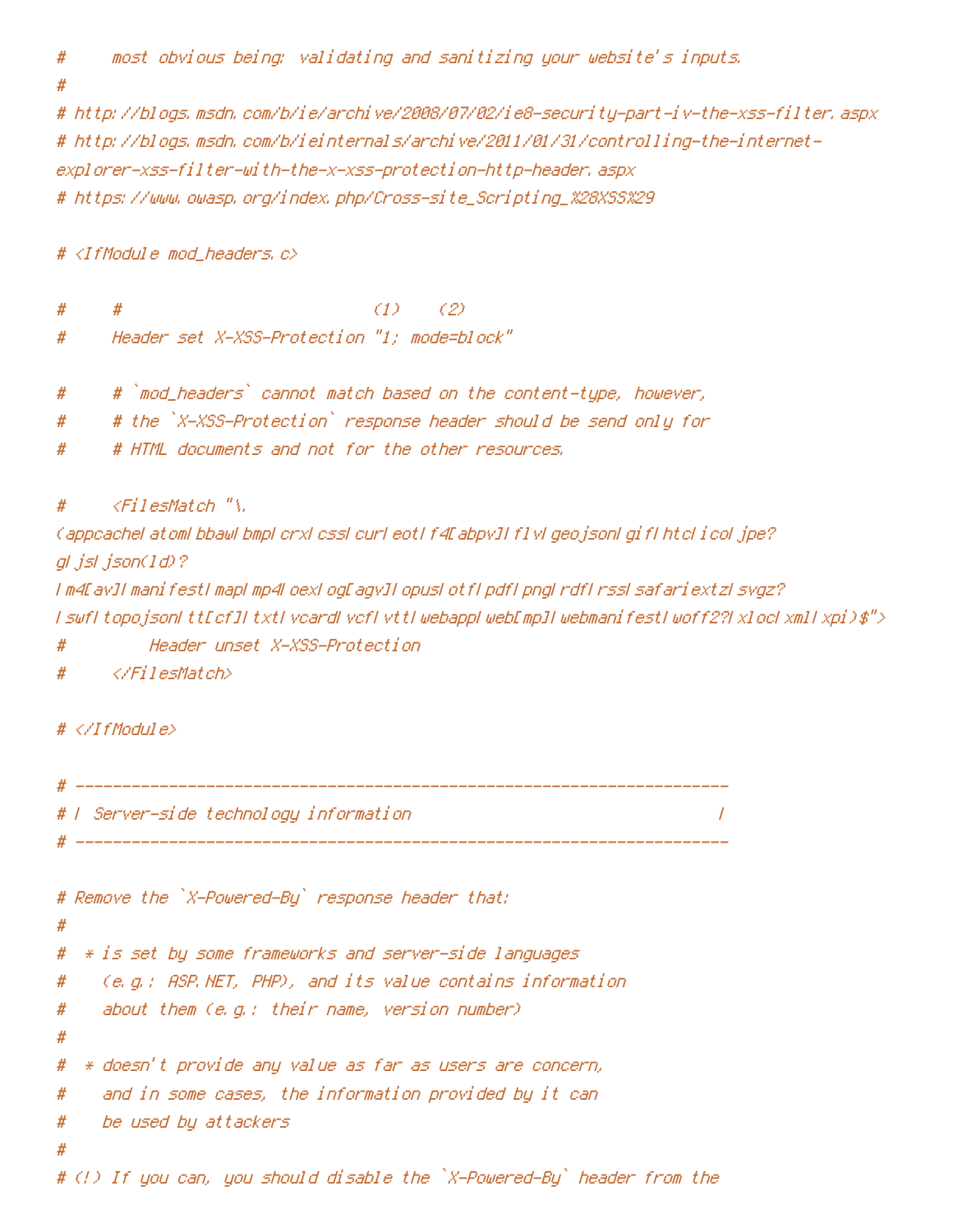```
#     most obvious being: validating and sanitizing your website's inputs.
#
# http://blogs.msdn.com/b/ie/archive/2008/07/02/ie8-security-part-iv-the-xss-filter.aspx
# http://blogs.msdn.com/b/ieinternals/archive/2011/01/31/controlling-the-internet-
explorer-xss-filter-with-the-x-xss-protection-http-header.aspx
# https://www.owasp.org/index.php/Cross-site_Scripting_%28XSS%29

# <IfModule mod_headers.c>

#     #                           (1)    (2)
#     Header set X-XSS-Protection "1; mode=block"

#     # `mod_headers` cannot match based on the content-type, however,
#     # the `X-XSS-Protection` response header should be send only for
#     # HTML documents and not for the other resources.

#     <FilesMatch "\.
(appcache|atom|bbaw|bmp|crx|css|cur|eot|f4[abpv]|flv|geojson|gif|htc|ico|jpe?
g|js|json(ld)?
|m4[av]|manifest|map|mp4|oex|og[agv]|opus|otf|pdf|png|rdf|rss|safariextz|svgz?
|swf|topojson|tt[cf]|txt|vcard|vcf|vtt|webapp|web[mp]|webmanifest|woff2?|xloc|xml|xpi)$">
#         Header unset X-XSS-Protection
#     </FilesMatch>

# </IfModule>

# ----------------------------------------------------------------------
# | Server-side technology information                                 |
# ----------------------------------------------------------------------

# Remove the `X-Powered-By` response header that:
#
#  * is set by some frameworks and server-side languages
#    (e.g.: ASP.NET, PHP), and its value contains information
#    about them (e.g.: their name, version number)
#
#  * doesn't provide any value as far as users are concern,
#    and in some cases, the information provided by it can
#    be used by attackers
#
# (!) If you can, you should disable the `X-Powered-By` header from the
```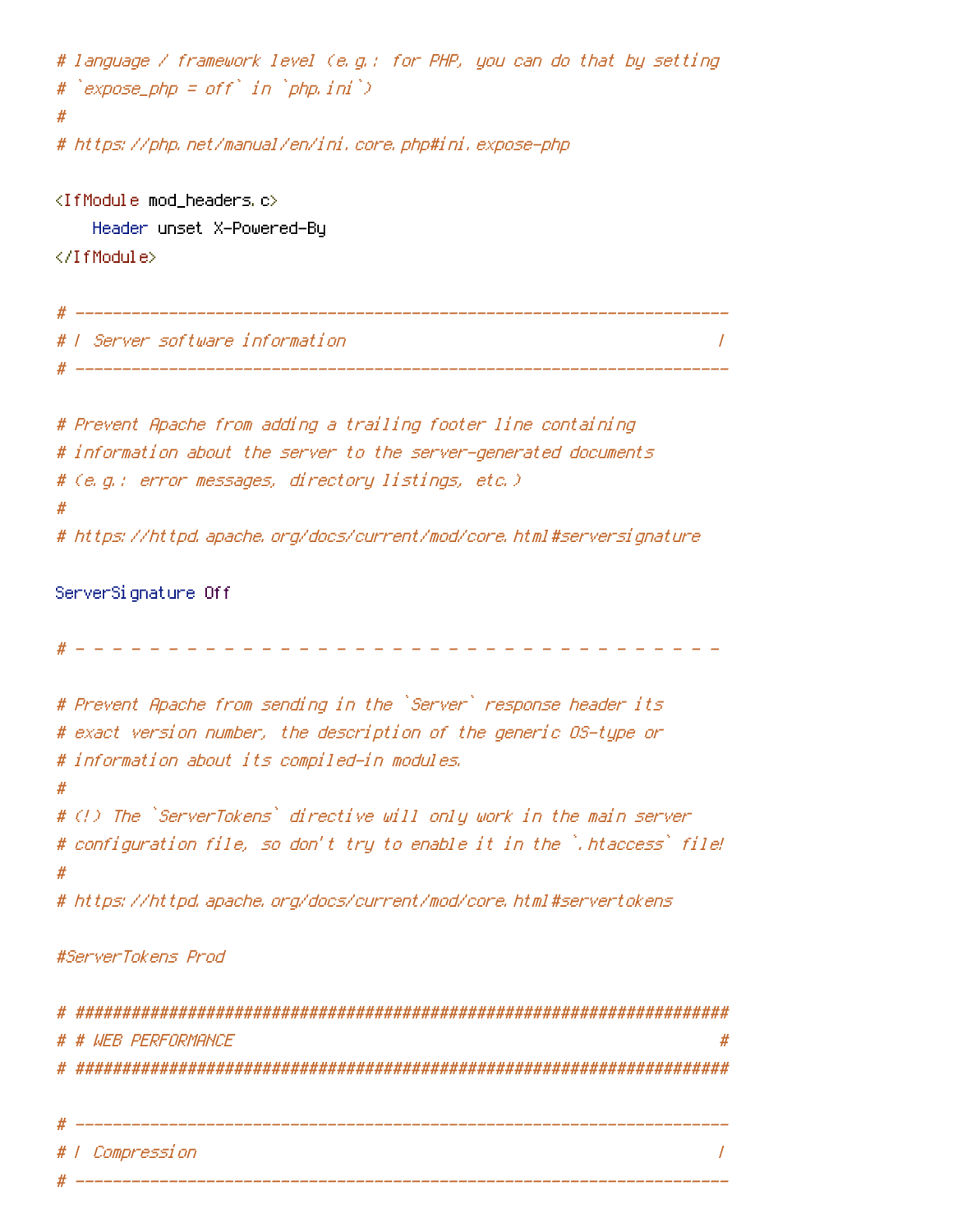```
# language / framework level (e.g.: for PHP, you can do that by setting
# `expose_php = off` in `php.ini`)
#
# https://php.net/manual/en/ini.core.php#ini.expose-php

<IfModule mod_headers.c>
    Header unset X-Powered-By
</IfModule>

# ----------------------------------------------------------------------
# | Server software information                                        |
# ----------------------------------------------------------------------

# Prevent Apache from adding a trailing footer line containing
# information about the server to the server-generated documents
# (e.g.: error messages, directory listings, etc.)
#
# https://httpd.apache.org/docs/current/mod/core.html#serversignature

ServerSignature Off

# - - - - - - - - - - - - - - - - - - - - - - - - - - - - - - - - - - -

# Prevent Apache from sending in the `Server` response header its
# exact version number, the description of the generic OS-type or
# information about its compiled-in modules.
#
# (!) The `ServerTokens` directive will only work in the main server
# configuration file, so don't try to enable it in the `.htaccess` file!
#
# https://httpd.apache.org/docs/current/mod/core.html#servertokens

#ServerTokens Prod

# ######################################################################
# # WEB PERFORMANCE                                                    #
# ######################################################################

# ----------------------------------------------------------------------
# | Compression                                                        |
# ----------------------------------------------------------------------
```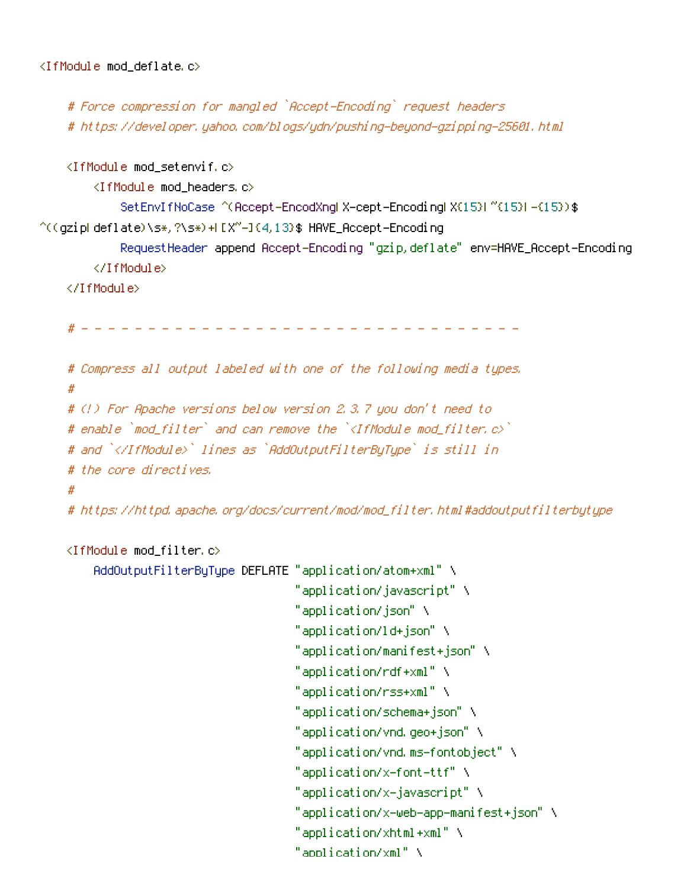```
<IfModule mod_deflate.c>

    # Force compression for mangled `Accept-Encoding` request headers
    # https://developer.yahoo.com/blogs/ydn/pushing-beyond-gzipping-25601.html

    <IfModule mod_setenvif.c>
        <IfModule mod_headers.c>
            SetEnvIfNoCase ^(Accept-EncodXng|X-cept-Encoding|X{15}|~{15}|-{15})$
^((gzip|deflate)\s*,?\s*)+|[X~-]{4,13}$ HAVE_Accept-Encoding
            RequestHeader append Accept-Encoding "gzip,deflate" env=HAVE_Accept-Encoding
        </IfModule>
    </IfModule>

    # - - - - - - - - - - - - - - - - - - - - - - - - - - - - - - - - - -

    # Compress all output labeled with one of the following media types.
    #
    # (!) For Apache versions below version 2.3.7 you don't need to
    # enable `mod_filter` and can remove the `<IfModule mod_filter.c>`
    # and `</IfModule>` lines as `AddOutputFilterByType` is still in
    # the core directives.
    #
    # https://httpd.apache.org/docs/current/mod/mod_filter.html#addoutputfilterbytype

    <IfModule mod_filter.c>
        AddOutputFilterByType DEFLATE "application/atom+xml" \
                                      "application/javascript" \
                                      "application/json" \
                                      "application/ld+json" \
                                      "application/manifest+json" \
                                      "application/rdf+xml" \
                                      "application/rss+xml" \
                                      "application/schema+json" \
                                      "application/vnd.geo+json" \
                                      "application/vnd.ms-fontobject" \
                                      "application/x-font-ttf" \
                                      "application/x-javascript" \
                                      "application/x-web-app-manifest+json" \
                                      "application/xhtml+xml" \
                                      "application/xml" \
```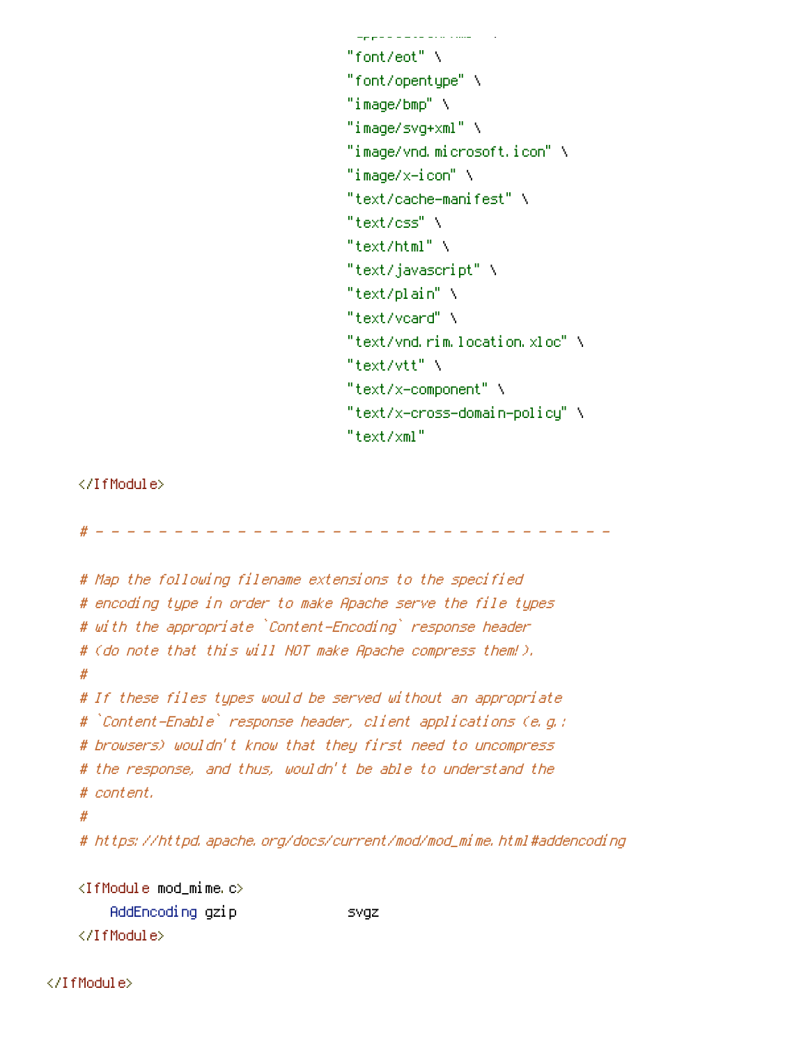```
                                      "font/eot" \
                                      "font/opentype" \
                                      "image/bmp" \
                                      "image/svg+xml" \
                                      "image/vnd.microsoft.icon" \
                                      "image/x-icon" \
                                      "text/cache-manifest" \
                                      "text/css" \
                                      "text/html" \
                                      "text/javascript" \
                                      "text/plain" \
                                      "text/vcard" \
                                      "text/vnd.rim.location.xloc" \
                                      "text/vtt" \
                                      "text/x-component" \
                                      "text/x-cross-domain-policy" \
                                      "text/xml"

    </IfModule>

    # - - - - - - - - - - - - - - - - - - - - - - - - - - - - - - - - -

    # Map the following filename extensions to the specified
    # encoding type in order to make Apache serve the file types
    # with the appropriate `Content-Encoding` response header
    # (do note that this will NOT make Apache compress them!).
    #
    # If these files types would be served without an appropriate
    # `Content-Enable` response header, client applications (e.g.:
    # browsers) wouldn't know that they first need to uncompress
    # the response, and thus, wouldn't be able to understand the
    # content.
    #
    # https://httpd.apache.org/docs/current/mod/mod_mime.html#addencoding

    <IfModule mod_mime.c>
        AddEncoding gzip              svgz
    </IfModule>

</IfModule>
```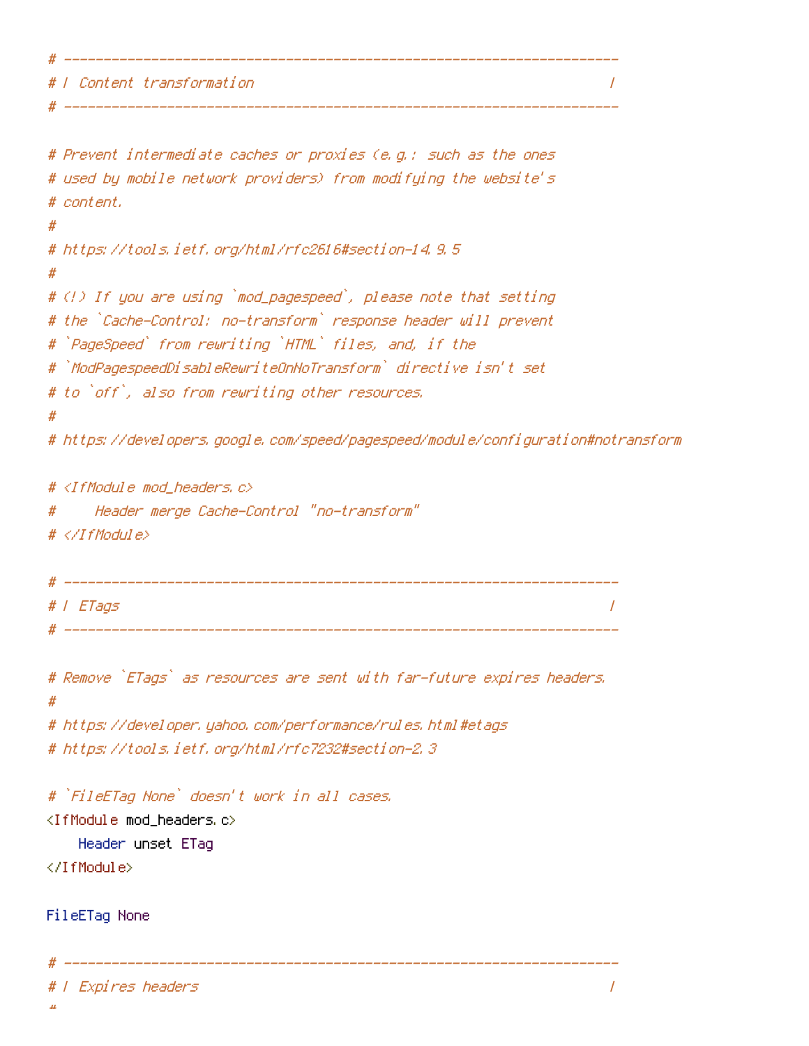```
# ----------------------------------------------------------------------
# | Content transformation                                             |
# ----------------------------------------------------------------------

# Prevent intermediate caches or proxies (e.g.: such as the ones
# used by mobile network providers) from modifying the website's
# content.
#
# https://tools.ietf.org/html/rfc2616#section-14.9.5
#
# (!) If you are using `mod_pagespeed`, please note that setting
# the `Cache-Control: no-transform` response header will prevent
# `PageSpeed` from rewriting `HTML` files, and, if the
# `ModPagespeedDisableRewriteOnNoTransform` directive isn't set
# to `off`, also from rewriting other resources.
#
# https://developers.google.com/speed/pagespeed/module/configuration#notransform

# <IfModule mod_headers.c>
#     Header merge Cache-Control "no-transform"
# </IfModule>

# ----------------------------------------------------------------------
# | ETags                                                              |
# ----------------------------------------------------------------------

# Remove `ETags` as resources are sent with far-future expires headers.
#
# https://developer.yahoo.com/performance/rules.html#etags
# https://tools.ietf.org/html/rfc7232#section-2.3

# `FileETag None` doesn't work in all cases.
<IfModule mod_headers.c>
    Header unset ETag
</IfModule>

FileETag None

# ----------------------------------------------------------------------
# | Expires headers                                                    |
#
```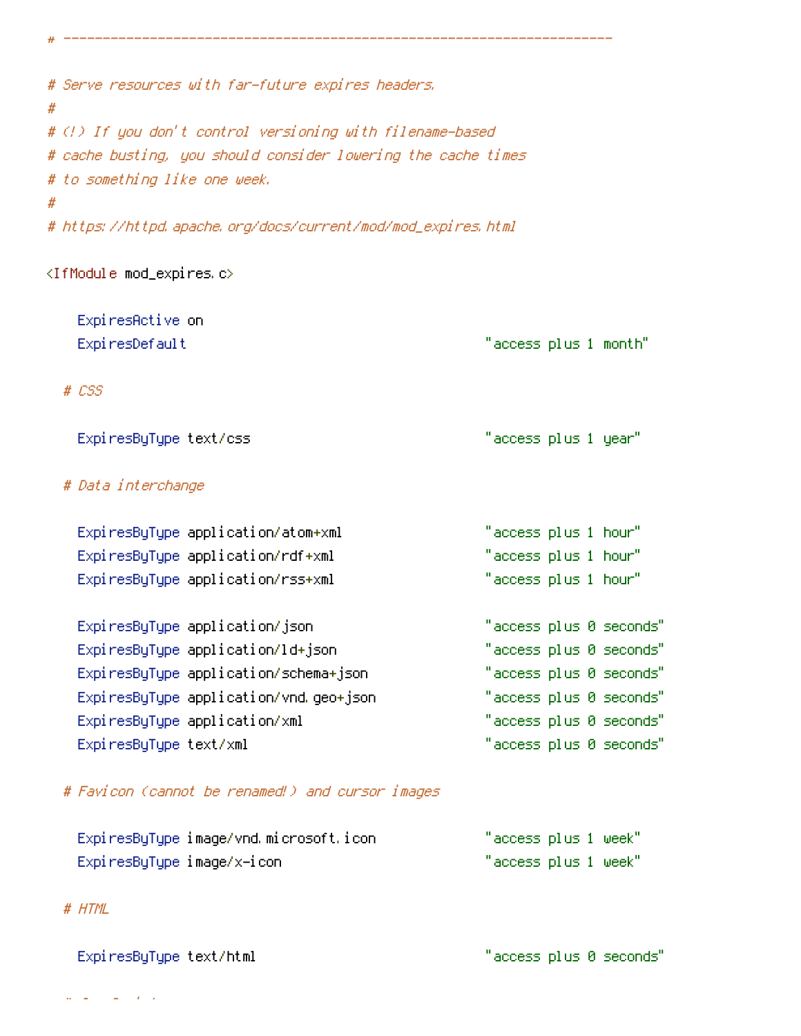```
# ----------------------------------------------------------------------

# Serve resources with far-future expires headers.
#
# (!) If you don't control versioning with filename-based
# cache busting, you should consider lowering the cache times
# to something like one week.
#
# https://httpd.apache.org/docs/current/mod/mod_expires.html

<IfModule mod_expires.c>

    ExpiresActive on
    ExpiresDefault                                      "access plus 1 month"

  # CSS

    ExpiresByType text/css                              "access plus 1 year"

  # Data interchange

    ExpiresByType application/atom+xml                  "access plus 1 hour"
    ExpiresByType application/rdf+xml                   "access plus 1 hour"
    ExpiresByType application/rss+xml                   "access plus 1 hour"

    ExpiresByType application/json                      "access plus 0 seconds"
    ExpiresByType application/ld+json                   "access plus 0 seconds"
    ExpiresByType application/schema+json               "access plus 0 seconds"
    ExpiresByType application/vnd.geo+json              "access plus 0 seconds"
    ExpiresByType application/xml                       "access plus 0 seconds"
    ExpiresByType text/xml                              "access plus 0 seconds"

  # Favicon (cannot be renamed!) and cursor images

    ExpiresByType image/vnd.microsoft.icon              "access plus 1 week"
    ExpiresByType image/x-icon                          "access plus 1 week"

  # HTML

    ExpiresByType text/html                             "access plus 0 seconds"
```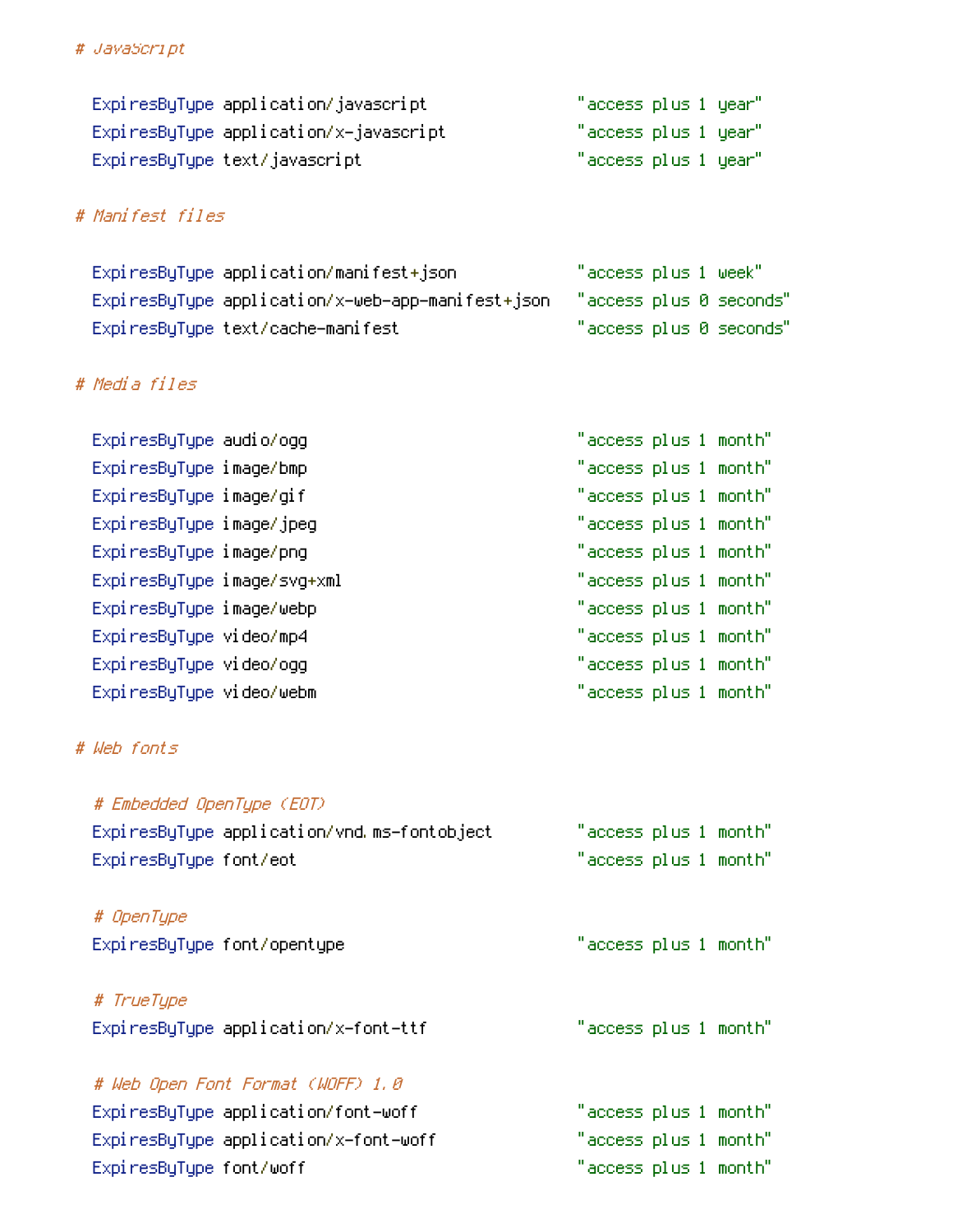```
# JavaScript

  ExpiresByType application/javascript              "access plus 1 year"
  ExpiresByType application/x-javascript            "access plus 1 year"
  ExpiresByType text/javascript                     "access plus 1 year"

# Manifest files

  ExpiresByType application/manifest+json           "access plus 1 week"
  ExpiresByType application/x-web-app-manifest+json "access plus 0 seconds"
  ExpiresByType text/cache-manifest                 "access plus 0 seconds"

# Media files

  ExpiresByType audio/ogg                           "access plus 1 month"
  ExpiresByType image/bmp                           "access plus 1 month"
  ExpiresByType image/gif                           "access plus 1 month"
  ExpiresByType image/jpeg                          "access plus 1 month"
  ExpiresByType image/png                           "access plus 1 month"
  ExpiresByType image/svg+xml                       "access plus 1 month"
  ExpiresByType image/webp                          "access plus 1 month"
  ExpiresByType video/mp4                           "access plus 1 month"
  ExpiresByType video/ogg                           "access plus 1 month"
  ExpiresByType video/webm                          "access plus 1 month"

# Web fonts

  # Embedded OpenType (EOT)
  ExpiresByType application/vnd.ms-fontobject       "access plus 1 month"
  ExpiresByType font/eot                            "access plus 1 month"

  # OpenType
  ExpiresByType font/opentype                       "access plus 1 month"

  # TrueType
  ExpiresByType application/x-font-ttf              "access plus 1 month"

  # Web Open Font Format (WOFF) 1.0
  ExpiresByType application/font-woff               "access plus 1 month"
  ExpiresByType application/x-font-woff             "access plus 1 month"
  ExpiresByType font/woff                           "access plus 1 month"
```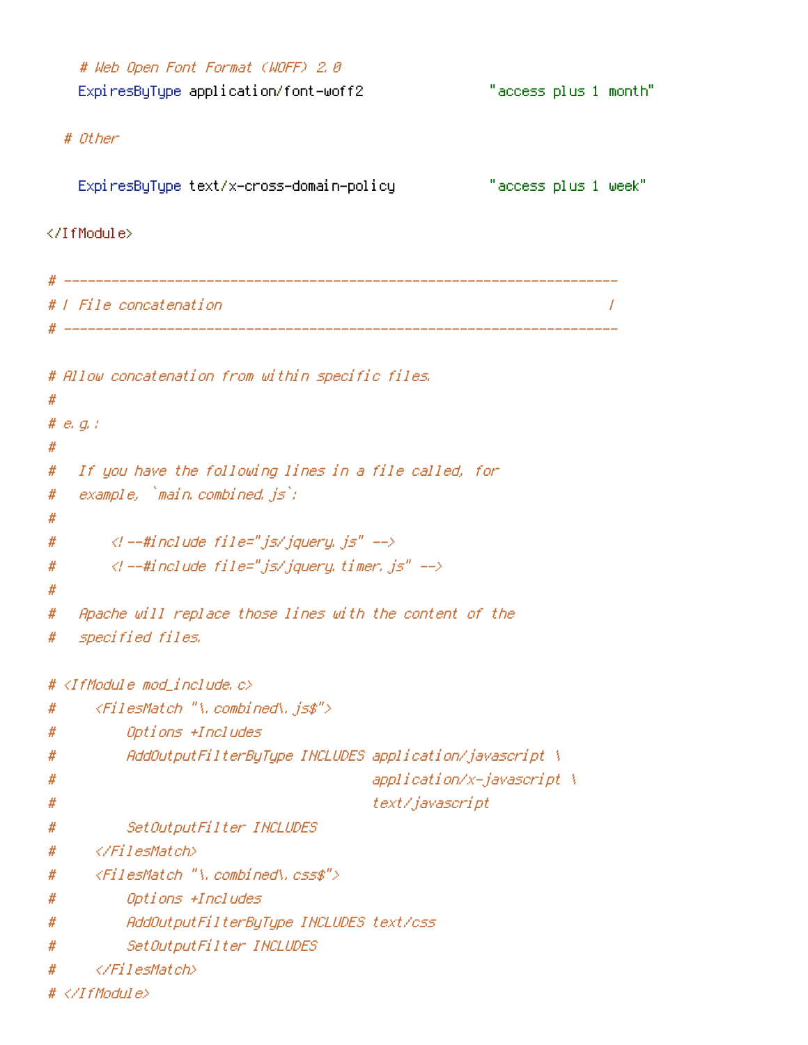```
    # Web Open Font Format (WOFF) 2.0
    ExpiresByType application/font-woff2                "access plus 1 month"

  # Other

    ExpiresByType text/x-cross-domain-policy            "access plus 1 week"

</IfModule>

# ----------------------------------------------------------------------
# | File concatenation                                                 |
# ----------------------------------------------------------------------

# Allow concatenation from within specific files.
#
# e.g.:
#
#   If you have the following lines in a file called, for
#   example, `main.combined.js`:
#
#       <!--#include file="js/jquery.js" -->
#       <!--#include file="js/jquery.timer.js" -->
#
#   Apache will replace those lines with the content of the
#   specified files.

# <IfModule mod_include.c>
#     <FilesMatch "\.combined\.js$">
#         Options +Includes
#         AddOutputFilterByType INCLUDES application/javascript \
#                                        application/x-javascript \
#                                        text/javascript
#         SetOutputFilter INCLUDES
#     </FilesMatch>
#     <FilesMatch "\.combined\.css$">
#         Options +Includes
#         AddOutputFilterByType INCLUDES text/css
#         SetOutputFilter INCLUDES
#     </FilesMatch>
# </IfModule>
```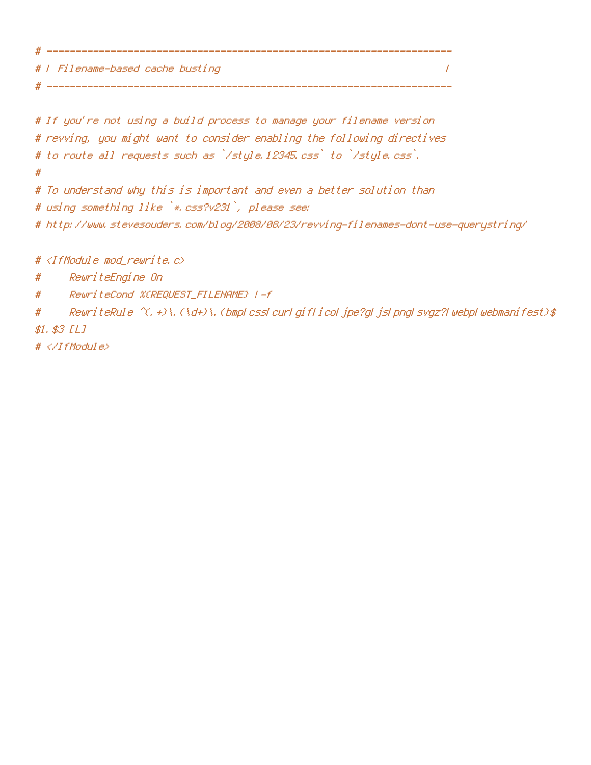```
# ----------------------------------------------------------------------
# | Filename-based cache busting                                       |
# ----------------------------------------------------------------------

# If you're not using a build process to manage your filename version
# revving, you might want to consider enabling the following directives
# to route all requests such as `/style.12345.css` to `/style.css`.
#
# To understand why this is important and even a better solution than
# using something like `*.css?v231`, please see:
# http://www.stevesouders.com/blog/2008/08/23/revving-filenames-dont-use-querystring/

# <IfModule mod_rewrite.c>
#     RewriteEngine On
#     RewriteCond %{REQUEST_FILENAME} !-f
#     RewriteRule ^(.+)\.(\d+)\.(bmp|css|cur|gif|ico|jpe?g|js|png|svgz?|webp|webmanifest)$
$1.$3 [L]
# </IfModule>
```